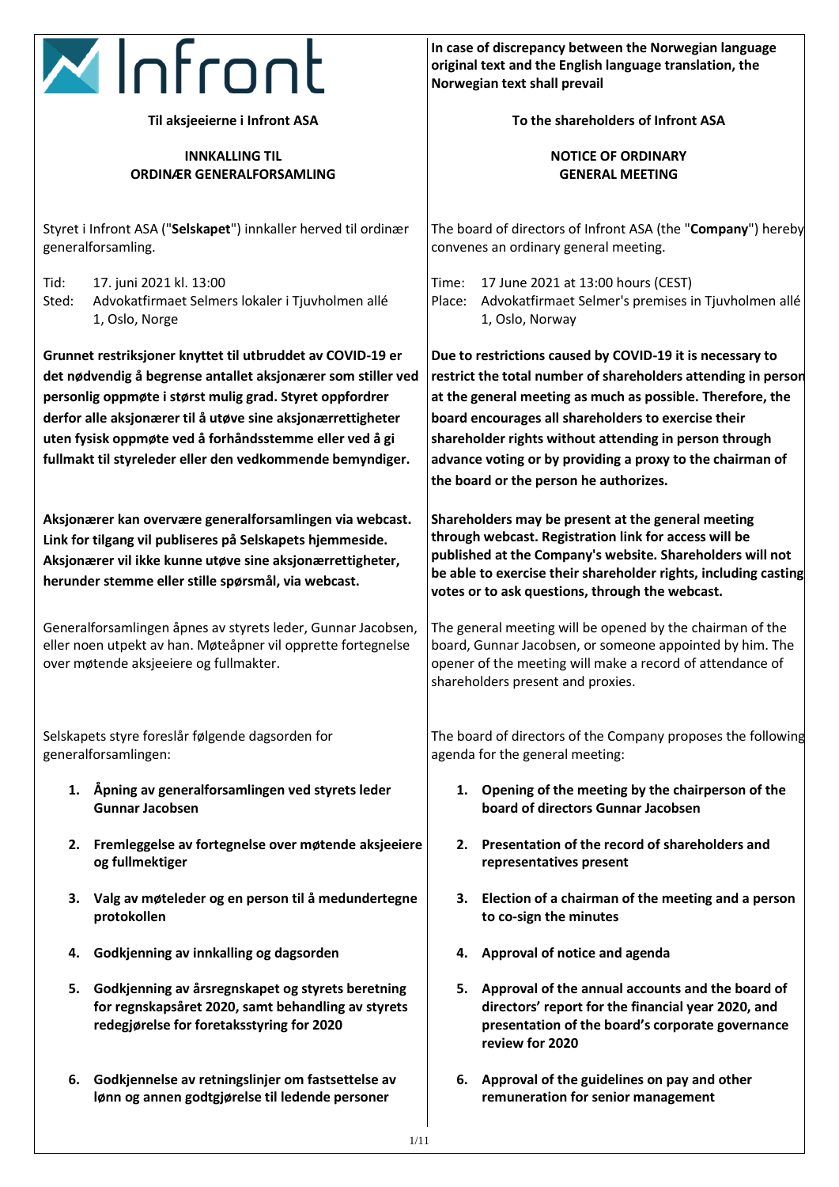Infront

**In case of discrepancy between the Norwegian language original text and the English language translation, the Norwegian text shall prevail**

**Til aksjeeierne i Infront ASA**

**INNKALLING TIL ORDINÆR GENERALFORSAMLING**

Styret i Infront ASA ("**Selskapet**") innkaller herved til ordinær generalforsamling.

Tid: 17. juni 2021 kl. 13:00
Sted: Advokatfirmaet Selmers lokaler i Tjuvholmen allé 1, Oslo, Norge

**Grunnet restriksjoner knyttet til utbruddet av COVID-19 er det nødvendig å begrense antallet aksjonærer som stiller ved personlig oppmøte i størst mulig grad. Styret oppfordrer derfor alle aksjonærer til å utøve sine aksjonærrettigheter uten fysisk oppmøte ved å forhåndsstemme eller ved å gi fullmakt til styreleder eller den vedkommende bemyndiger.**

**Aksjonærer kan overvære generalforsamlingen via webcast. Link for tilgang vil publiseres på Selskapets hjemmeside. Aksjonærer vil ikke kunne utøve sine aksjonærrettigheter, herunder stemme eller stille spørsmål, via webcast.**

Generalforsamlingen åpnes av styrets leder, Gunnar Jacobsen, eller noen utpekt av han. Møteåpner vil opprette fortegnelse over møtende aksjeeiere og fullmakter.

Selskapets styre foreslår følgende dagsorden for generalforsamlingen:

1. **Åpning av generalforsamlingen ved styrets leder Gunnar Jacobsen**
2. **Fremleggelse av fortegnelse over møtende aksjeeiere og fullmektiger**
3. **Valg av møteleder og en person til å medundertegne protokollen**
4. **Godkjenning av innkalling og dagsorden**
5. **Godkjenning av årsregnskapet og styrets beretning for regnskapsåret 2020, samt behandling av styrets redegjørelse for foretaksstyring for 2020**
6. **Godkjennelse av retningslinjer om fastsettelse av lønn og annen godtgjørelse til ledende personer**

**To the shareholders of Infront ASA**

**NOTICE OF ORDINARY GENERAL MEETING**

The board of directors of Infront ASA (the "**Company**") hereby convenes an ordinary general meeting.

Time: 17 June 2021 at 13:00 hours (CEST)
Place: Advokatfirmaet Selmer's premises in Tjuvholmen allé 1, Oslo, Norway

**Due to restrictions caused by COVID-19 it is necessary to restrict the total number of shareholders attending in person at the general meeting as much as possible. Therefore, the board encourages all shareholders to exercise their shareholder rights without attending in person through advance voting or by providing a proxy to the chairman of the board or the person he authorizes.**

**Shareholders may be present at the general meeting through webcast. Registration link for access will be published at the Company's website. Shareholders will not be able to exercise their shareholder rights, including casting votes or to ask questions, through the webcast.**

The general meeting will be opened by the chairman of the board, Gunnar Jacobsen, or someone appointed by him. The opener of the meeting will make a record of attendance of shareholders present and proxies.

The board of directors of the Company proposes the following agenda for the general meeting:

1. **Opening of the meeting by the chairperson of the board of directors Gunnar Jacobsen**
2. **Presentation of the record of shareholders and representatives present**
3. **Election of a chairman of the meeting and a person to co-sign the minutes**
4. **Approval of notice and agenda**
5. **Approval of the annual accounts and the board of directors' report for the financial year 2020, and presentation of the board's corporate governance review for 2020**
6. **Approval of the guidelines on pay and other remuneration for senior management**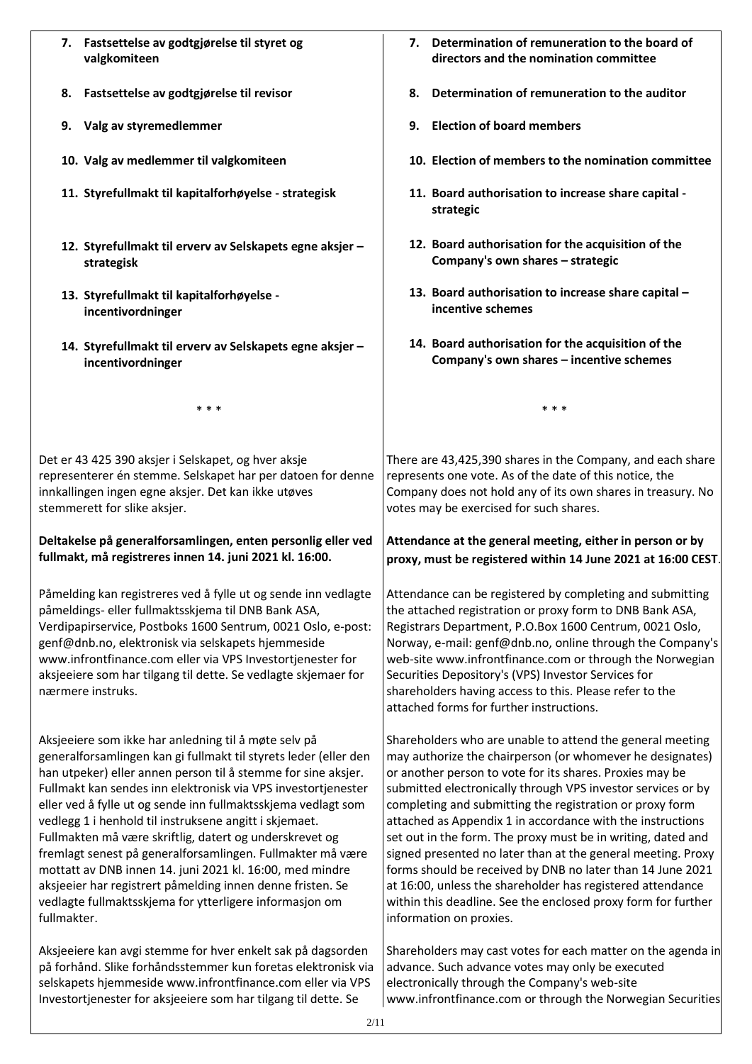7. **Fastsettelse av godtgjørelse til styret og valgkomiteen**

8. **Fastsettelse av godtgjørelse til revisor**

9. **Valg av styremedlemmer**

10. **Valg av medlemmer til valgkomiteen**

11. **Styrefullmakt til kapitalforhøyelse - strategisk**

12. **Styrefullmakt til erverv av Selskapets egne aksjer – strategisk**

13. **Styrefullmakt til kapitalforhøyelse - incentivordninger**

14. **Styrefullmakt til erverv av Selskapets egne aksjer – incentivordninger**

\* \* \*

Det er 43 425 390 aksjer i Selskapet, og hver aksje representerer én stemme. Selskapet har per datoen for denne innkallingen ingen egne aksjer. Det kan ikke utøves stemmerett for slike aksjer.

**Deltakelse på generalforsamlingen, enten personlig eller ved fullmakt, må registreres innen 14. juni 2021 kl. 16:00.**

Påmelding kan registreres ved å fylle ut og sende inn vedlagte påmeldings- eller fullmaktsskjema til DNB Bank ASA, Verdipapirservice, Postboks 1600 Sentrum, 0021 Oslo, e-post: genf@dnb.no, elektronisk via selskapets hjemmeside www.infrontfinance.com eller via VPS Investortjenester for aksjeeiere som har tilgang til dette. Se vedlagte skjemaer for nærmere instruks.

Aksjeeiere som ikke har anledning til å møte selv på generalforsamlingen kan gi fullmakt til styrets leder (eller den han utpeker) eller annen person til å stemme for sine aksjer. Fullmakt kan sendes inn elektronisk via VPS investortjenester eller ved å fylle ut og sende inn fullmaktsskjema vedlagt som vedlegg 1 i henhold til instruksene angitt i skjemaet. Fullmakten må være skriftlig, datert og underskrevet og fremlagt senest på generalforsamlingen. Fullmakter må være mottatt av DNB innen 14. juni 2021 kl. 16:00, med mindre aksjeeier har registrert påmelding innen denne fristen. Se vedlagte fullmaktsskjema for ytterligere informasjon om fullmakter.

Aksjeeiere kan avgi stemme for hver enkelt sak på dagsorden på forhånd. Slike forhåndsstemmer kun foretas elektronisk via selskapets hjemmeside www.infrontfinance.com eller via VPS Investortjenester for aksjeeiere som har tilgang til dette. Se

7. **Determination of remuneration to the board of directors and the nomination committee**

8. **Determination of remuneration to the auditor**

9. **Election of board members**

10. **Election of members to the nomination committee**

11. **Board authorisation to increase share capital - strategic**

12. **Board authorisation for the acquisition of the Company's own shares – strategic**

13. **Board authorisation to increase share capital – incentive schemes**

14. **Board authorisation for the acquisition of the Company's own shares – incentive schemes**

\* \* \*

There are 43,425,390 shares in the Company, and each share represents one vote. As of the date of this notice, the Company does not hold any of its own shares in treasury. No votes may be exercised for such shares.

**Attendance at the general meeting, either in person or by proxy, must be registered within 14 June 2021 at 16:00 CEST.**

Attendance can be registered by completing and submitting the attached registration or proxy form to DNB Bank ASA, Registrars Department, P.O.Box 1600 Centrum, 0021 Oslo, Norway, e-mail: genf@dnb.no, online through the Company's web-site www.infrontfinance.com or through the Norwegian Securities Depository's (VPS) Investor Services for shareholders having access to this. Please refer to the attached forms for further instructions.

Shareholders who are unable to attend the general meeting may authorize the chairperson (or whomever he designates) or another person to vote for its shares. Proxies may be submitted electronically through VPS investor services or by completing and submitting the registration or proxy form attached as Appendix 1 in accordance with the instructions set out in the form. The proxy must be in writing, dated and signed presented no later than at the general meeting. Proxy forms should be received by DNB no later than 14 June 2021 at 16:00, unless the shareholder has registered attendance within this deadline. See the enclosed proxy form for further information on proxies.

Shareholders may cast votes for each matter on the agenda in advance. Such advance votes may only be executed electronically through the Company's web-site www.infrontfinance.com or through the Norwegian Securities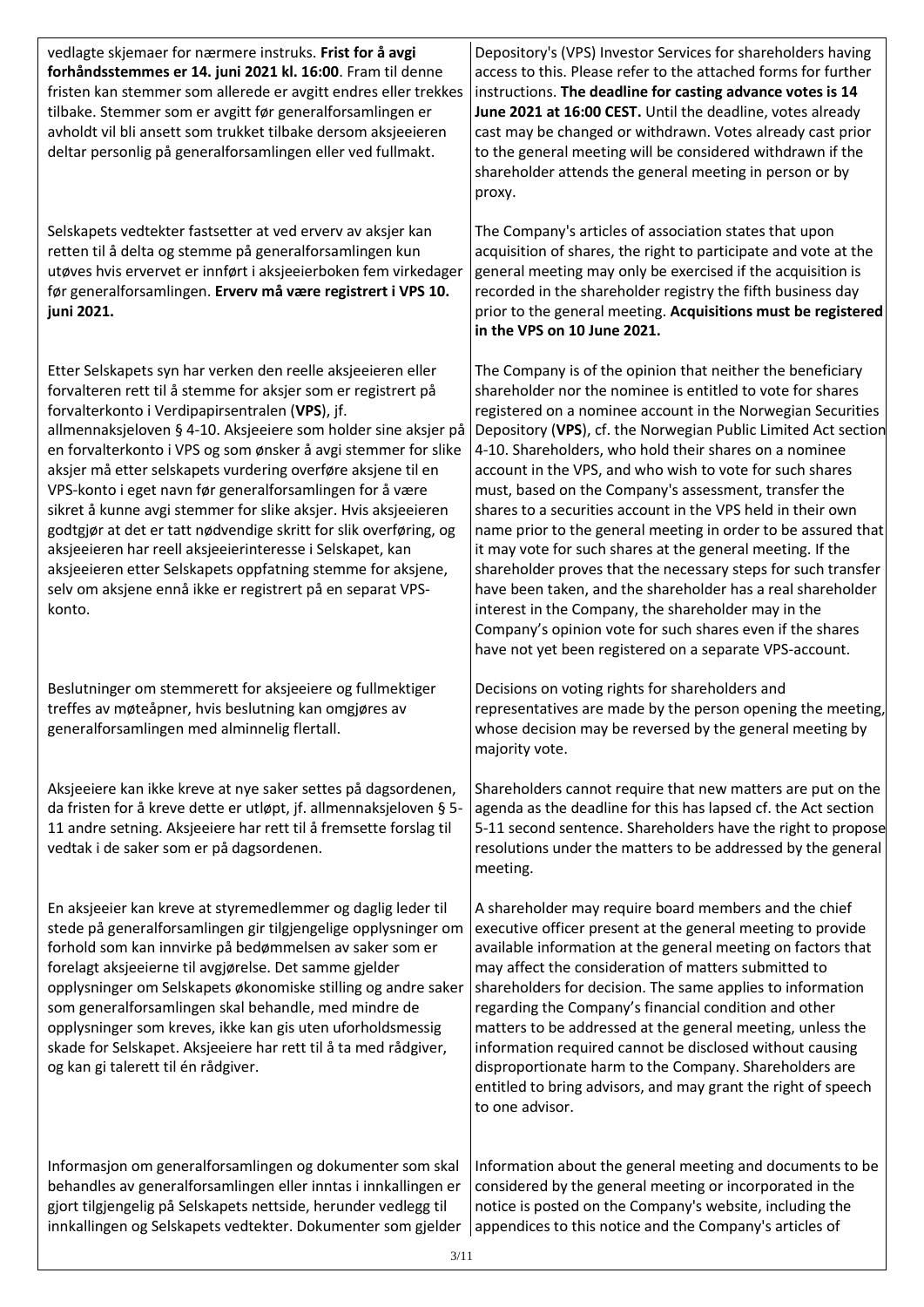| | |
|---|---|
| vedlagte skjemaer for nærmere instruks. **Frist for å avgi forhåndsstemmes er 14. juni 2021 kl. 16:00**. Fram til denne fristen kan stemmer som allerede er avgitt endres eller trekkes tilbake. Stemmer som er avgitt før generalforsamlingen er avholdt vil bli ansett som trukket tilbake dersom aksjeeieren deltar personlig på generalforsamlingen eller ved fullmakt. | Depository's (VPS) Investor Services for shareholders having access to this. Please refer to the attached forms for further instructions. **The deadline for casting advance votes is 14 June 2021 at 16:00 CEST.** Until the deadline, votes already cast may be changed or withdrawn. Votes already cast prior to the general meeting will be considered withdrawn if the shareholder attends the general meeting in person or by proxy. |
| Selskapets vedtekter fastsetter at ved erverv av aksjer kan retten til å delta og stemme på generalforsamlingen kun utøves hvis ervervet er innført i aksjeeierboken fem virkedager før generalforsamlingen. **Erverv må være registrert i VPS 10. juni 2021.** | The Company's articles of association states that upon acquisition of shares, the right to participate and vote at the general meeting may only be exercised if the acquisition is recorded in the shareholder registry the fifth business day prior to the general meeting. **Acquisitions must be registered in the VPS on 10 June 2021.** |
| Etter Selskapets syn har verken den reelle aksjeeieren eller forvalteren rett til å stemme for aksjer som er registrert på forvalterkonto i Verdipapirsentralen (**VPS**), jf. allmennaksjeloven § 4-10. Aksjeeiere som holder sine aksjer på en forvalterkonto i VPS og som ønsker å avgi stemmer for slike aksjer må etter selskapets vurdering overføre aksjene til en VPS-konto i eget navn før generalforsamlingen for å være sikret å kunne avgi stemmer for slike aksjer. Hvis aksjeeieren godtgjør at det er tatt nødvendige skritt for slik overføring, og aksjeeieren har reell aksjeeierinteresse i Selskapet, kan aksjeeieren etter Selskapets oppfatning stemme for aksjene, selv om aksjene ennå ikke er registrert på en separat VPS-konto. | The Company is of the opinion that neither the beneficiary shareholder nor the nominee is entitled to vote for shares registered on a nominee account in the Norwegian Securities Depository (**VPS**), cf. the Norwegian Public Limited Act section 4-10. Shareholders, who hold their shares on a nominee account in the VPS, and who wish to vote for such shares must, based on the Company's assessment, transfer the shares to a securities account in the VPS held in their own name prior to the general meeting in order to be assured that it may vote for such shares at the general meeting. If the shareholder proves that the necessary steps for such transfer have been taken, and the shareholder has a real shareholder interest in the Company, the shareholder may in the Company's opinion vote for such shares even if the shares have not yet been registered on a separate VPS-account. |
| Beslutninger om stemmerett for aksjeeiere og fullmektiger treffes av møteåpner, hvis beslutning kan omgjøres av generalforsamlingen med alminnelig flertall. | Decisions on voting rights for shareholders and representatives are made by the person opening the meeting, whose decision may be reversed by the general meeting by majority vote. |
| Aksjeeiere kan ikke kreve at nye saker settes på dagsordenen, da fristen for å kreve dette er utløpt, jf. allmennaksjeloven § 5-11 andre setning. Aksjeeiere har rett til å fremsette forslag til vedtak i de saker som er på dagsordenen. | Shareholders cannot require that new matters are put on the agenda as the deadline for this has lapsed cf. the Act section 5-11 second sentence. Shareholders have the right to propose resolutions under the matters to be addressed by the general meeting. |
| En aksjeeier kan kreve at styremedlemmer og daglig leder til stede på generalforsamlingen gir tilgjengelige opplysninger om forhold som kan innvirke på bedømmelsen av saker som er forelagt aksjeeierne til avgjørelse. Det samme gjelder opplysninger om Selskapets økonomiske stilling og andre saker som generalforsamlingen skal behandle, med mindre de opplysninger som kreves, ikke kan gis uten uforholdsmessig skade for Selskapet. Aksjeeiere har rett til å ta med rådgiver, og kan gi talerett til én rådgiver. | A shareholder may require board members and the chief executive officer present at the general meeting to provide available information at the general meeting on factors that may affect the consideration of matters submitted to shareholders for decision. The same applies to information regarding the Company's financial condition and other matters to be addressed at the general meeting, unless the information required cannot be disclosed without causing disproportionate harm to the Company. Shareholders are entitled to bring advisors, and may grant the right of speech to one advisor. |
| Informasjon om generalforsamlingen og dokumenter som skal behandles av generalforsamlingen eller inntas i innkallingen er gjort tilgjengelig på Selskapets nettside, herunder vedlegg til innkallingen og Selskapets vedtekter. Dokumenter som gjelder | Information about the general meeting and documents to be considered by the general meeting or incorporated in the notice is posted on the Company's website, including the appendices to this notice and the Company's articles of |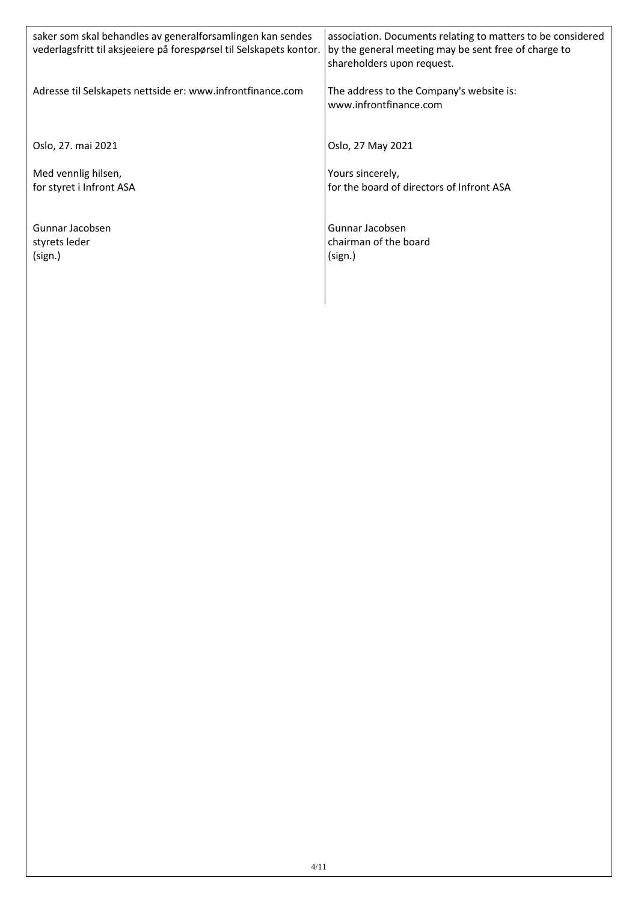| | |
|---|---|
| saker som skal behandles av generalforsamlingen kan sendes vederlagsfritt til aksjeeiere på forespørsel til Selskapets kontor. | association. Documents relating to matters to be considered by the general meeting may be sent free of charge to shareholders upon request. |
| Adresse til Selskapets nettside er: www.infrontfinance.com | The address to the Company's website is: www.infrontfinance.com |
| Oslo, 27. mai 2021 | Oslo, 27 May 2021 |
| Med vennlig hilsen,<br>for styret i Infront ASA | Yours sincerely,<br>for the board of directors of Infront ASA |
| Gunnar Jacobsen<br>styrets leder<br>(sign.) | Gunnar Jacobsen<br>chairman of the board<br>(sign.) |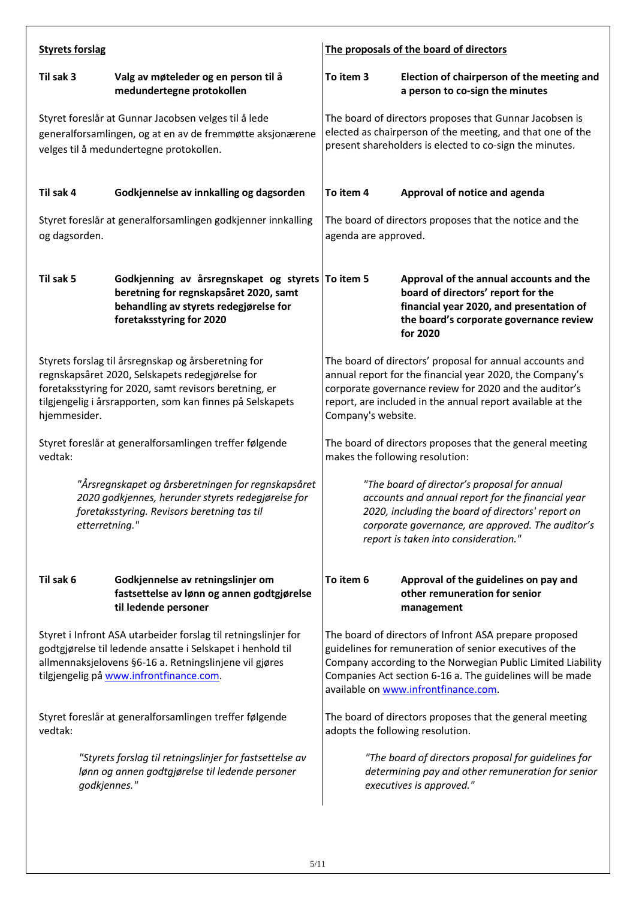| **Styrets forslag** | **The proposals of the board of directors** |
|---|---|
| **Til sak 3 — Valg av møteleder og en person til å medundertegne protokollen** | **To item 3 — Election of chairperson of the meeting and a person to co-sign the minutes** |
| Styret foreslår at Gunnar Jacobsen velges til å lede generalforsamlingen, og at en av de fremmøtte aksjonærene velges til å medundertegne protokollen. | The board of directors proposes that Gunnar Jacobsen is elected as chairperson of the meeting, and that one of the present shareholders is elected to co-sign the minutes. |
| **Til sak 4 — Godkjennelse av innkalling og dagsorden** | **To item 4 — Approval of notice and agenda** |
| Styret foreslår at generalforsamlingen godkjenner innkalling og dagsorden. | The board of directors proposes that the notice and the agenda are approved. |
| **Til sak 5 — Godkjenning av årsregnskapet og styrets beretning for regnskapsåret 2020, samt behandling av styrets redegjørelse for foretaksstyring for 2020** | **To item 5 — Approval of the annual accounts and the board of directors' report for the financial year 2020, and presentation of the board's corporate governance review for 2020** |
| Styrets forslag til årsregnskap og årsberetning for regnskapsåret 2020, Selskapets redegjørelse for foretaksstyring for 2020, samt revisors beretning, er tilgjengelig i årsrapporten, som kan finnes på Selskapets hjemmesider. | The board of directors' proposal for annual accounts and annual report for the financial year 2020, the Company's corporate governance review for 2020 and the auditor's report, are included in the annual report available at the Company's website. |
| Styret foreslår at generalforsamlingen treffer følgende vedtak: | The board of directors proposes that the general meeting makes the following resolution: |
| *"Årsregnskapet og årsberetningen for regnskapsåret 2020 godkjennes, herunder styrets redegjørelse for foretaksstyring. Revisors beretning tas til etterretning."* | *"The board of director's proposal for annual accounts and annual report for the financial year 2020, including the board of directors' report on corporate governance, are approved. The auditor's report is taken into consideration."* |
| **Til sak 6 — Godkjennelse av retningslinjer om fastsettelse av lønn og annen godtgjørelse til ledende personer** | **To item 6 — Approval of the guidelines on pay and other remuneration for senior management** |
| Styret i Infront ASA utarbeider forslag til retningslinjer for godtgjørelse til ledende ansatte i Selskapet i henhold til allmennaksjelovens §6-16 a. Retningslinjene vil gjøres tilgjengelig på [www.infrontfinance.com](http://www.infrontfinance.com). | The board of directors of Infront ASA prepare proposed guidelines for remuneration of senior executives of the Company according to the Norwegian Public Limited Liability Companies Act section 6-16 a. The guidelines will be made available on [www.infrontfinance.com](http://www.infrontfinance.com). |
| Styret foreslår at generalforsamlingen treffer følgende vedtak: | The board of directors proposes that the general meeting adopts the following resolution. |
| *"Styrets forslag til retningslinjer for fastsettelse av lønn og annen godtgjørelse til ledende personer godkjennes."* | *"The board of directors proposal for guidelines for determining pay and other remuneration for senior executives is approved."* |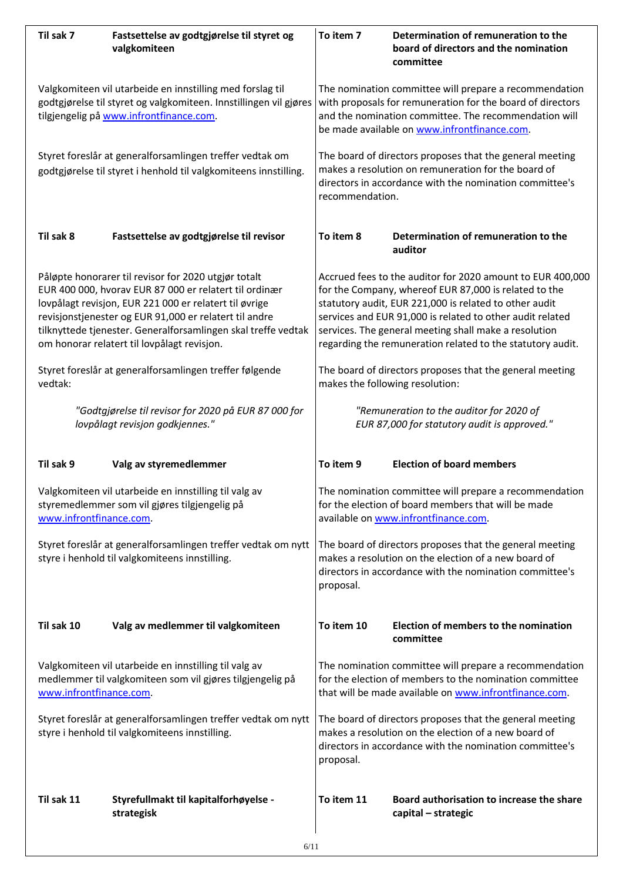| | |
|---|---|
| **Til sak 7 Fastsettelse av godtgjørelse til styret og valgkomiteen** | **To item 7 Determination of remuneration to the board of directors and the nomination committee** |
| Valgkomiteen vil utarbeide en innstilling med forslag til godtgjørelse til styret og valgkomiteen. Innstillingen vil gjøres tilgjengelig på www.infrontfinance.com. | The nomination committee will prepare a recommendation with proposals for remuneration for the board of directors and the nomination committee. The recommendation will be made available on www.infrontfinance.com. |
| Styret foreslår at generalforsamlingen treffer vedtak om godtgjørelse til styret i henhold til valgkomiteens innstilling. | The board of directors proposes that the general meeting makes a resolution on remuneration for the board of directors in accordance with the nomination committee's recommendation. |
| **Til sak 8 Fastsettelse av godtgjørelse til revisor** | **To item 8 Determination of remuneration to the auditor** |
| Påløpte honorarer til revisor for 2020 utgjør totalt EUR 400 000, hvorav EUR 87 000 er relatert til ordinær lovpålagt revisjon, EUR 221 000 er relatert til øvrige revisjonstjenester og EUR 91,000 er relatert til andre tilknyttede tjenester. Generalforsamlingen skal treffe vedtak om honorar relatert til lovpålagt revisjon. | Accrued fees to the auditor for 2020 amount to EUR 400,000 for the Company, whereof EUR 87,000 is related to the statutory audit, EUR 221,000 is related to other audit services and EUR 91,000 is related to other audit related services. The general meeting shall make a resolution regarding the remuneration related to the statutory audit. |
| Styret foreslår at generalforsamlingen treffer følgende vedtak: | The board of directors proposes that the general meeting makes the following resolution: |
| *"Godtgjørelse til revisor for 2020 på EUR 87 000 for lovpålagt revisjon godkjennes."* | *"Remuneration to the auditor for 2020 of EUR 87,000 for statutory audit is approved."* |
| **Til sak 9 Valg av styremedlemmer** | **To item 9 Election of board members** |
| Valgkomiteen vil utarbeide en innstilling til valg av styremedlemmer som vil gjøres tilgjengelig på www.infrontfinance.com. | The nomination committee will prepare a recommendation for the election of board members that will be made available on www.infrontfinance.com. |
| Styret foreslår at generalforsamlingen treffer vedtak om nytt styre i henhold til valgkomiteens innstilling. | The board of directors proposes that the general meeting makes a resolution on the election of a new board of directors in accordance with the nomination committee's proposal. |
| **Til sak 10 Valg av medlemmer til valgkomiteen** | **To item 10 Election of members to the nomination committee** |
| Valgkomiteen vil utarbeide en innstilling til valg av medlemmer til valgkomiteen som vil gjøres tilgjengelig på www.infrontfinance.com. | The nomination committee will prepare a recommendation for the election of members to the nomination committee that will be made available on www.infrontfinance.com. |
| Styret foreslår at generalforsamlingen treffer vedtak om nytt styre i henhold til valgkomiteens innstilling. | The board of directors proposes that the general meeting makes a resolution on the election of a new board of directors in accordance with the nomination committee's proposal. |
| **Til sak 11 Styrefullmakt til kapitalforhøyelse - strategisk** | **To item 11 Board authorisation to increase the share capital – strategic** |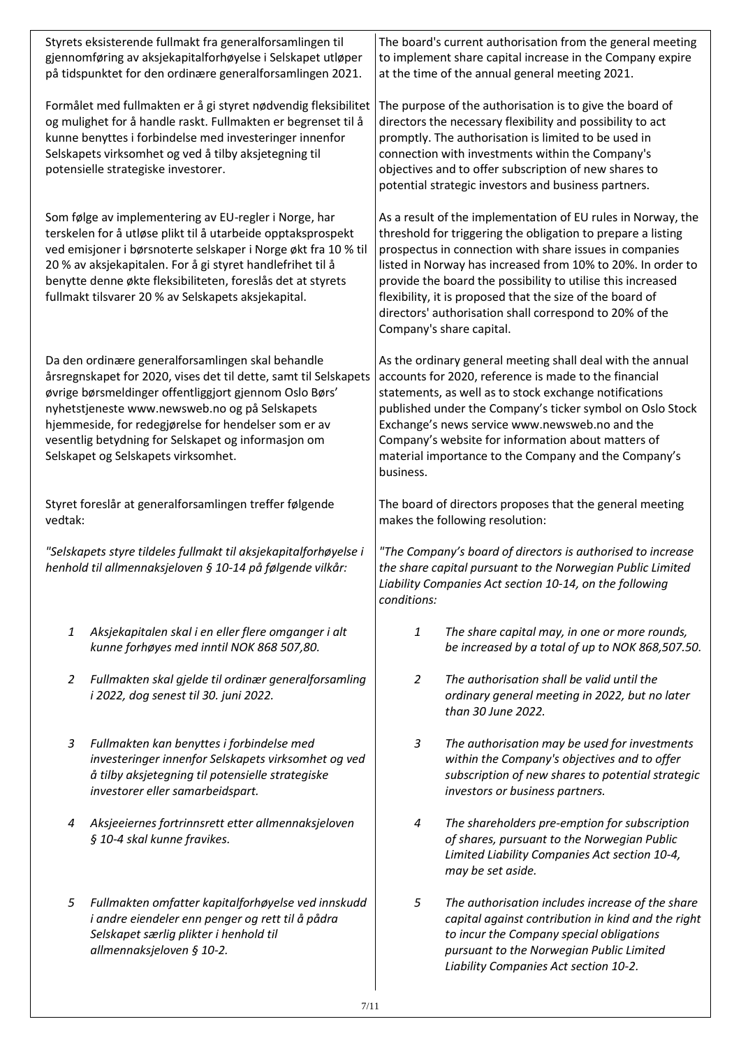| | |
|---|---|
| Styrets eksisterende fullmakt fra generalforsamlingen til gjennomføring av aksjekapitalforhøyelse i Selskapet utløper på tidspunktet for den ordinære generalforsamlingen 2021. | The board's current authorisation from the general meeting to implement share capital increase in the Company expire at the time of the annual general meeting 2021. |
| Formålet med fullmakten er å gi styret nødvendig fleksibilitet og mulighet for å handle raskt. Fullmakten er begrenset til å kunne benyttes i forbindelse med investeringer innenfor Selskapets virksomhet og ved å tilby aksjetegning til potensielle strategiske investorer. | The purpose of the authorisation is to give the board of directors the necessary flexibility and possibility to act promptly. The authorisation is limited to be used in connection with investments within the Company's objectives and to offer subscription of new shares to potential strategic investors and business partners. |
| Som følge av implementering av EU-regler i Norge, har terskelen for å utløse plikt til å utarbeide opptaksprospekt ved emisjoner i børsnoterte selskaper i Norge økt fra 10 % til 20 % av aksjekapitalen. For å gi styret handlefrihet til å benytte denne økte fleksibiliteten, foreslås det at styrets fullmakt tilsvarer 20 % av Selskapets aksjekapital. | As a result of the implementation of EU rules in Norway, the threshold for triggering the obligation to prepare a listing prospectus in connection with share issues in companies listed in Norway has increased from 10% to 20%. In order to provide the board the possibility to utilise this increased flexibility, it is proposed that the size of the board of directors' authorisation shall correspond to 20% of the Company's share capital. |
| Da den ordinære generalforsamlingen skal behandle årsregnskapet for 2020, vises det til dette, samt til Selskapets øvrige børsmeldinger offentliggjort gjennom Oslo Børs' nyhetstjeneste www.newsweb.no og på Selskapets hjemmeside, for redegjørelse for hendelser som er av vesentlig betydning for Selskapet og informasjon om Selskapet og Selskapets virksomhet. | As the ordinary general meeting shall deal with the annual accounts for 2020, reference is made to the financial statements, as well as to stock exchange notifications published under the Company's ticker symbol on Oslo Stock Exchange's news service www.newsweb.no and the Company's website for information about matters of material importance to the Company and the Company's business. |
| Styret foreslår at generalforsamlingen treffer følgende vedtak: | The board of directors proposes that the general meeting makes the following resolution: |
| *"Selskapets styre tildeles fullmakt til aksjekapitalforhøyelse i henhold til allmennaksjeloven § 10-14 på følgende vilkår:* | *"The Company's board of directors is authorised to increase the share capital pursuant to the Norwegian Public Limited Liability Companies Act section 10-14, on the following conditions:* |
| *1 Aksjekapitalen skal i en eller flere omganger i alt kunne forhøyes med inntil NOK 868 507,80.* | *1 The share capital may, in one or more rounds, be increased by a total of up to NOK 868,507.50.* |
| *2 Fullmakten skal gjelde til ordinær generalforsamling i 2022, dog senest til 30. juni 2022.* | *2 The authorisation shall be valid until the ordinary general meeting in 2022, but no later than 30 June 2022.* |
| *3 Fullmakten kan benyttes i forbindelse med investeringer innenfor Selskapets virksomhet og ved å tilby aksjetegning til potensielle strategiske investorer eller samarbeidspart.* | *3 The authorisation may be used for investments within the Company's objectives and to offer subscription of new shares to potential strategic investors or business partners.* |
| *4 Aksjeeiernes fortrinnsrett etter allmennaksjeloven § 10-4 skal kunne fravikes.* | *4 The shareholders pre-emption for subscription of shares, pursuant to the Norwegian Public Limited Liability Companies Act section 10-4, may be set aside.* |
| *5 Fullmakten omfatter kapitalforhøyelse ved innskudd i andre eiendeler enn penger og rett til å pådra Selskapet særlig plikter i henhold til allmennaksjeloven § 10-2.* | *5 The authorisation includes increase of the share capital against contribution in kind and the right to incur the Company special obligations pursuant to the Norwegian Public Limited Liability Companies Act section 10-2.* |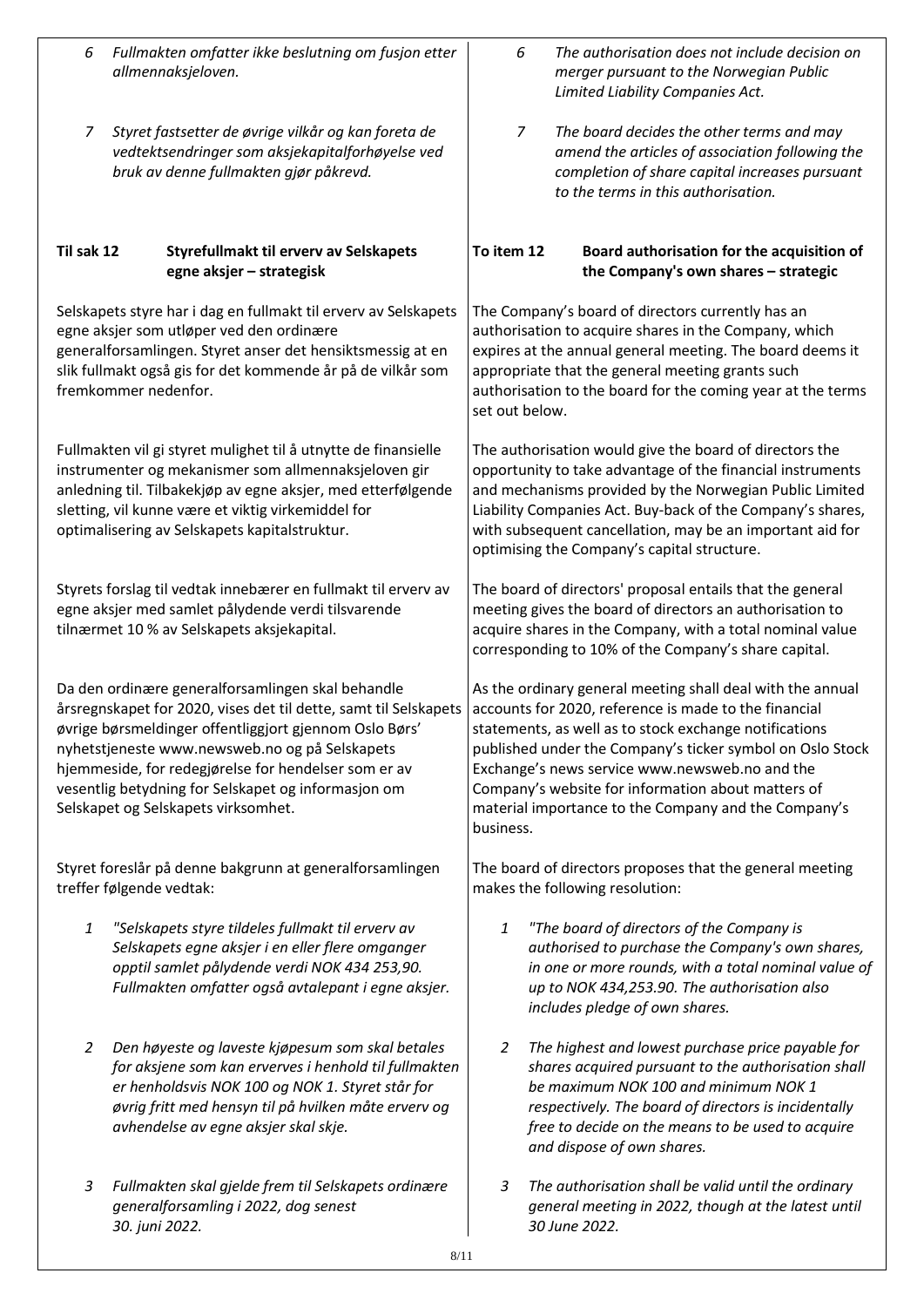6 *Fullmakten omfatter ikke beslutning om fusjon etter allmennaksjeloven.*

7 *Styret fastsetter de øvrige vilkår og kan foreta de vedtektsendringer som aksjekapitalforhøyelse ved bruk av denne fullmakten gjør påkrevd.*

6 *The authorisation does not include decision on merger pursuant to the Norwegian Public Limited Liability Companies Act.*

7 *The board decides the other terms and may amend the articles of association following the completion of share capital increases pursuant to the terms in this authorisation.*

**Til sak 12 Styrefullmakt til erverv av Selskapets egne aksjer – strategisk**

Selskapets styre har i dag en fullmakt til erverv av Selskapets egne aksjer som utløper ved den ordinære generalforsamlingen. Styret anser det hensiktsmessig at en slik fullmakt også gis for det kommende år på de vilkår som fremkommer nedenfor.

Fullmakten vil gi styret mulighet til å utnytte de finansielle instrumenter og mekanismer som allmennaksjeloven gir anledning til. Tilbakekjøp av egne aksjer, med etterfølgende sletting, vil kunne være et viktig virkemiddel for optimalisering av Selskapets kapitalstruktur.

Styrets forslag til vedtak innebærer en fullmakt til erverv av egne aksjer med samlet pålydende verdi tilsvarende tilnærmet 10 % av Selskapets aksjekapital.

Da den ordinære generalforsamlingen skal behandle årsregnskapet for 2020, vises det til dette, samt til Selskapets øvrige børsmeldinger offentliggjort gjennom Oslo Børs' nyhetstjeneste www.newsweb.no og på Selskapets hjemmeside, for redegjørelse for hendelser som er av vesentlig betydning for Selskapet og informasjon om Selskapet og Selskapets virksomhet.

Styret foreslår på denne bakgrunn at generalforsamlingen treffer følgende vedtak:

1 *"Selskapets styre tildeles fullmakt til erverv av Selskapets egne aksjer i en eller flere omganger opptil samlet pålydende verdi NOK 434 253,90. Fullmakten omfatter også avtalepant i egne aksjer.*

2 *Den høyeste og laveste kjøpesum som skal betales for aksjene som kan erverves i henhold til fullmakten er henholdsvis NOK 100 og NOK 1. Styret står for øvrig fritt med hensyn til på hvilken måte erverv og avhendelse av egne aksjer skal skje.*

3 *Fullmakten skal gjelde frem til Selskapets ordinære generalforsamling i 2022, dog senest 30. juni 2022.*

**To item 12 Board authorisation for the acquisition of the Company's own shares – strategic**

The Company's board of directors currently has an authorisation to acquire shares in the Company, which expires at the annual general meeting. The board deems it appropriate that the general meeting grants such authorisation to the board for the coming year at the terms set out below.

The authorisation would give the board of directors the opportunity to take advantage of the financial instruments and mechanisms provided by the Norwegian Public Limited Liability Companies Act. Buy-back of the Company's shares, with subsequent cancellation, may be an important aid for optimising the Company's capital structure.

The board of directors' proposal entails that the general meeting gives the board of directors an authorisation to acquire shares in the Company, with a total nominal value corresponding to 10% of the Company's share capital.

As the ordinary general meeting shall deal with the annual accounts for 2020, reference is made to the financial statements, as well as to stock exchange notifications published under the Company's ticker symbol on Oslo Stock Exchange's news service www.newsweb.no and the Company's website for information about matters of material importance to the Company and the Company's business.

The board of directors proposes that the general meeting makes the following resolution:

1 *"The board of directors of the Company is authorised to purchase the Company's own shares, in one or more rounds, with a total nominal value of up to NOK 434,253.90. The authorisation also includes pledge of own shares.*

2 *The highest and lowest purchase price payable for shares acquired pursuant to the authorisation shall be maximum NOK 100 and minimum NOK 1 respectively. The board of directors is incidentally free to decide on the means to be used to acquire and dispose of own shares.*

3 *The authorisation shall be valid until the ordinary general meeting in 2022, though at the latest until 30 June 2022.*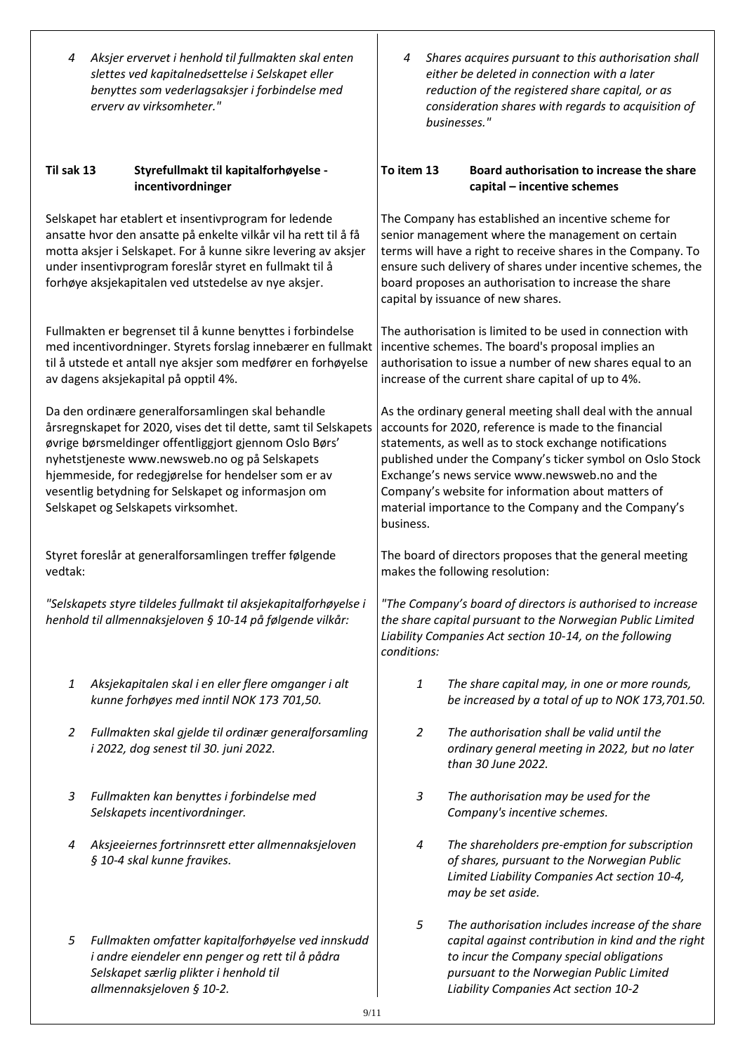4 *Aksjer ervervet i henhold til fullmakten skal enten slettes ved kapitalnedsettelse i Selskapet eller benyttes som vederlagsaksjer i forbindelse med erverv av virksomheter."*

4 *Shares acquires pursuant to this authorisation shall either be deleted in connection with a later reduction of the registered share capital, or as consideration shares with regards to acquisition of businesses."*

**Til sak 13 Styrefullmakt til kapitalforhøyelse - incentivordninger**

Selskapet har etablert et insentivprogram for ledende ansatte hvor den ansatte på enkelte vilkår vil ha rett til å få motta aksjer i Selskapet. For å kunne sikre levering av aksjer under insentivprogram foreslår styret en fullmakt til å forhøye aksjekapitalen ved utstedelse av nye aksjer.

Fullmakten er begrenset til å kunne benyttes i forbindelse med incentivordninger. Styrets forslag innebærer en fullmakt til å utstede et antall nye aksjer som medfører en forhøyelse av dagens aksjekapital på opptil 4%.

Da den ordinære generalforsamlingen skal behandle årsregnskapet for 2020, vises det til dette, samt til Selskapets øvrige børsmeldinger offentliggjort gjennom Oslo Børs' nyhetstjeneste www.newsweb.no og på Selskapets hjemmeside, for redegjørelse for hendelser som er av vesentlig betydning for Selskapet og informasjon om Selskapet og Selskapets virksomhet.

Styret foreslår at generalforsamlingen treffer følgende vedtak:

*"Selskapets styre tildeles fullmakt til aksjekapitalforhøyelse i henhold til allmennaksjeloven § 10-14 på følgende vilkår:*

1 *Aksjekapitalen skal i en eller flere omganger i alt kunne forhøyes med inntil NOK 173 701,50.*

2 *Fullmakten skal gjelde til ordinær generalforsamling i 2022, dog senest til 30. juni 2022.*

3 *Fullmakten kan benyttes i forbindelse med Selskapets incentivordninger.*

4 *Aksjeeiernes fortrinnsrett etter allmennaksjeloven § 10-4 skal kunne fravikes.*

5 *Fullmakten omfatter kapitalforhøyelse ved innskudd i andre eiendeler enn penger og rett til å pådra Selskapet særlig plikter i henhold til allmennaksjeloven § 10-2.*

**To item 13 Board authorisation to increase the share capital – incentive schemes**

The Company has established an incentive scheme for senior management where the management on certain terms will have a right to receive shares in the Company. To ensure such delivery of shares under incentive schemes, the board proposes an authorisation to increase the share capital by issuance of new shares.

The authorisation is limited to be used in connection with incentive schemes. The board's proposal implies an authorisation to issue a number of new shares equal to an increase of the current share capital of up to 4%.

As the ordinary general meeting shall deal with the annual accounts for 2020, reference is made to the financial statements, as well as to stock exchange notifications published under the Company's ticker symbol on Oslo Stock Exchange's news service www.newsweb.no and the Company's website for information about matters of material importance to the Company and the Company's business.

The board of directors proposes that the general meeting makes the following resolution:

*"The Company's board of directors is authorised to increase the share capital pursuant to the Norwegian Public Limited Liability Companies Act section 10-14, on the following conditions:*

1 *The share capital may, in one or more rounds, be increased by a total of up to NOK 173,701.50.*

2 *The authorisation shall be valid until the ordinary general meeting in 2022, but no later than 30 June 2022.*

3 *The authorisation may be used for the Company's incentive schemes.*

4 *The shareholders pre-emption for subscription of shares, pursuant to the Norwegian Public Limited Liability Companies Act section 10-4, may be set aside.*

5 *The authorisation includes increase of the share capital against contribution in kind and the right to incur the Company special obligations pursuant to the Norwegian Public Limited Liability Companies Act section 10-2*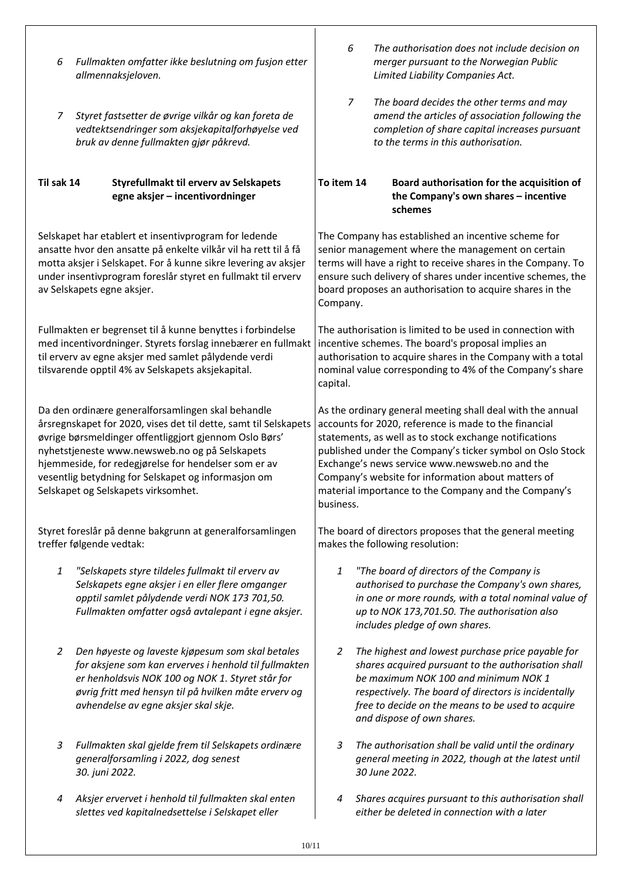6. *Fullmakten omfatter ikke beslutning om fusjon etter allmennaksjeloven.*

7. *Styret fastsetter de øvrige vilkår og kan foreta de vedtektsendringer som aksjekapitalforhøyelse ved bruk av denne fullmakten gjør påkrevd.*

### Til sak 14 Styrefullmakt til erverv av Selskapets egne aksjer – insentivordninger

Selskapet har etablert et insentivprogram for ledende ansatte hvor den ansatte på enkelte vilkår vil ha rett til å få motta aksjer i Selskapet. For å kunne sikre levering av aksjer under insentivprogram foreslår styret en fullmakt til erverv av Selskapets egne aksjer.

Fullmakten er begrenset til å kunne benyttes i forbindelse med incentivordninger. Styrets forslag innebærer en fullmakt til erverv av egne aksjer med samlet pålydende verdi tilsvarende opptil 4% av Selskapets aksjekapital.

Da den ordinære generalforsamlingen skal behandle årsregnskapet for 2020, vises det til dette, samt til Selskapets øvrige børsmeldinger offentliggjort gjennom Oslo Børs' nyhetstjeneste www.newsweb.no og på Selskapets hjemmeside, for redegjørelse for hendelser som er av vesentlig betydning for Selskapet og informasjon om Selskapet og Selskapets virksomhet.

Styret foreslår på denne bakgrunn at generalforsamlingen treffer følgende vedtak:

1. *"Selskapets styre tildeles fullmakt til erverv av Selskapets egne aksjer i en eller flere omganger opptil samlet pålydende verdi NOK 173 701,50. Fullmakten omfatter også avtalepant i egne aksjer.*

2. *Den høyeste og laveste kjøpesum som skal betales for aksjene som kan erverves i henhold til fullmakten er henholdsvis NOK 100 og NOK 1. Styret står for øvrig fritt med hensyn til på hvilken måte erverv og avhendelse av egne aksjer skal skje.*

3. *Fullmakten skal gjelde frem til Selskapets ordinære generalforsamling i 2022, dog senest 30. juni 2022.*

4. *Aksjer ervervet i henhold til fullmakten skal enten slettes ved kapitalnedsettelse i Selskapet eller*

---

6. *The authorisation does not include decision on merger pursuant to the Norwegian Public Limited Liability Companies Act.*

7. *The board decides the other terms and may amend the articles of association following the completion of share capital increases pursuant to the terms in this authorisation.*

### To item 14 Board authorisation for the acquisition of the Company's own shares – incentive schemes

The Company has established an incentive scheme for senior management where the management on certain terms will have a right to receive shares in the Company. To ensure such delivery of shares under incentive schemes, the board proposes an authorisation to acquire shares in the Company.

The authorisation is limited to be used in connection with incentive schemes. The board's proposal implies an authorisation to acquire shares in the Company with a total nominal value corresponding to 4% of the Company's share capital.

As the ordinary general meeting shall deal with the annual accounts for 2020, reference is made to the financial statements, as well as to stock exchange notifications published under the Company's ticker symbol on Oslo Stock Exchange's news service www.newsweb.no and the Company's website for information about matters of material importance to the Company and the Company's business.

The board of directors proposes that the general meeting makes the following resolution:

1. *"The board of directors of the Company is authorised to purchase the Company's own shares, in one or more rounds, with a total nominal value of up to NOK 173,701.50. The authorisation also includes pledge of own shares.*

2. *The highest and lowest purchase price payable for shares acquired pursuant to the authorisation shall be maximum NOK 100 and minimum NOK 1 respectively. The board of directors is incidentally free to decide on the means to be used to acquire and dispose of own shares.*

3. *The authorisation shall be valid until the ordinary general meeting in 2022, though at the latest until 30 June 2022.*

4. *Shares acquires pursuant to this authorisation shall either be deleted in connection with a later*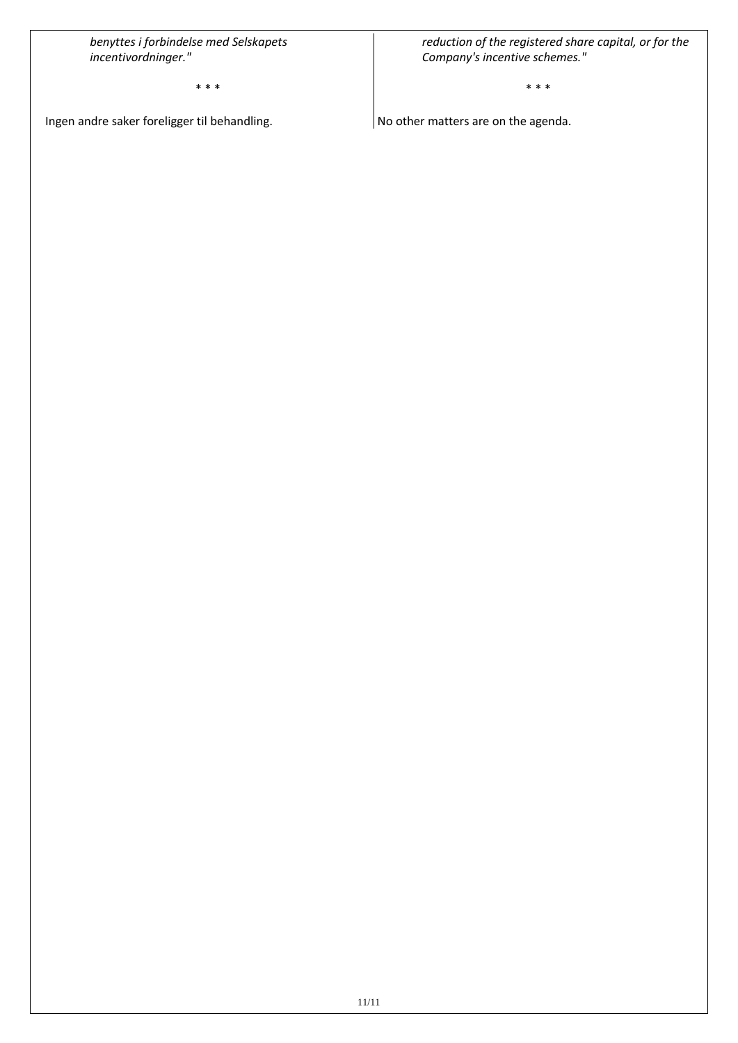| | |
|---|---|
| *benyttes i forbindelse med Selskapets incentivordninger."* | *reduction of the registered share capital, or for the Company's incentive schemes."* |
| \* \* \* | \* \* \* |
| Ingen andre saker foreligger til behandling. | No other matters are on the agenda. |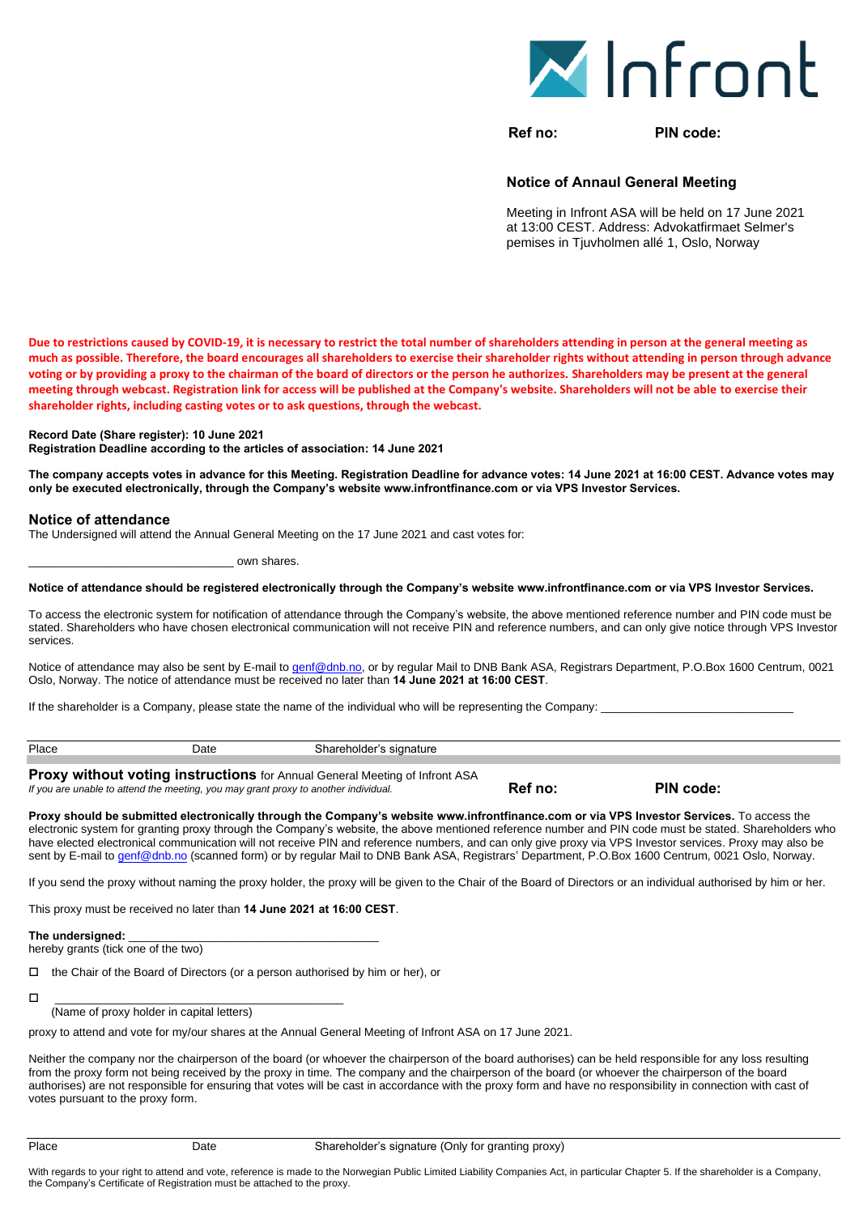Infront

**Ref no:** **PIN code:**

## Notice of Annaul General Meeting

Meeting in Infront ASA will be held on 17 June 2021 at 13:00 CEST. Address: Advokatfirmaet Selmer's pemises in Tjuvholmen allé 1, Oslo, Norway

**Due to restrictions caused by COVID-19, it is necessary to restrict the total number of shareholders attending in person at the general meeting as much as possible. Therefore, the board encourages all shareholders to exercise their shareholder rights without attending in person through advance voting or by providing a proxy to the chairman of the board of directors or the person he authorizes. Shareholders may be present at the general meeting through webcast. Registration link for access will be published at the Company's website. Shareholders will not be able to exercise their shareholder rights, including casting votes or to ask questions, through the webcast.**

**Record Date (Share register): 10 June 2021**
**Registration Deadline according to the articles of association: 14 June 2021**

**The company accepts votes in advance for this Meeting. Registration Deadline for advance votes: 14 June 2021 at 16:00 CEST. Advance votes may only be executed electronically, through the Company's website www.infrontfinance.com or via VPS Investor Services.**

### Notice of attendance

The Undersigned will attend the Annual General Meeting on the 17 June 2021 and cast votes for:

________________________________ own shares.

**Notice of attendance should be registered electronically through the Company's website www.infrontfinance.com or via VPS Investor Services.**

To access the electronic system for notification of attendance through the Company's website, the above mentioned reference number and PIN code must be stated. Shareholders who have chosen electronical communication will not receive PIN and reference numbers, and can only give notice through VPS Investor services.

Notice of attendance may also be sent by E-mail to genf@dnb.no, or by regular Mail to DNB Bank ASA, Registrars Department, P.O.Box 1600 Centrum, 0021 Oslo, Norway. The notice of attendance must be received no later than **14 June 2021 at 16:00 CEST**.

If the shareholder is a Company, please state the name of the individual who will be representing the Company: ______________________________

Place Date Shareholder's signature

**Proxy without voting instructions** for Annual General Meeting of Infront ASA
*If you are unable to attend the meeting, you may grant proxy to another individual.*

**Ref no:** **PIN code:**

**Proxy should be submitted electronically through the Company's website www.infrontfinance.com or via VPS Investor Services.** To access the electronic system for granting proxy through the Company's website, the above mentioned reference number and PIN code must be stated. Shareholders who have elected electronical communication will not receive PIN and reference numbers, and can only give proxy via VPS Investor services. Proxy may also be sent by E-mail to genf@dnb.no (scanned form) or by regular Mail to DNB Bank ASA, Registrars' Department, P.O.Box 1600 Centrum, 0021 Oslo, Norway.

If you send the proxy without naming the proxy holder, the proxy will be given to the Chair of the Board of Directors or an individual authorised by him or her.

This proxy must be received no later than **14 June 2021 at 16:00 CEST**.

**The undersigned:** ______________________________________
hereby grants (tick one of the two)

☐ the Chair of the Board of Directors (or a person authorised by him or her), or

☐ ______________________________________________
(Name of proxy holder in capital letters)

proxy to attend and vote for my/our shares at the Annual General Meeting of Infront ASA on 17 June 2021.

Neither the company nor the chairperson of the board (or whoever the chairperson of the board authorises) can be held responsible for any loss resulting from the proxy form not being received by the proxy in time. The company and the chairperson of the board (or whoever the chairperson of the board authorises) are not responsible for ensuring that votes will be cast in accordance with the proxy form and have no responsibility in connection with cast of votes pursuant to the proxy form.

Place Date Shareholder's signature (Only for granting proxy)

With regards to your right to attend and vote, reference is made to the Norwegian Public Limited Liability Companies Act, in particular Chapter 5. If the shareholder is a Company, the Company's Certificate of Registration must be attached to the proxy.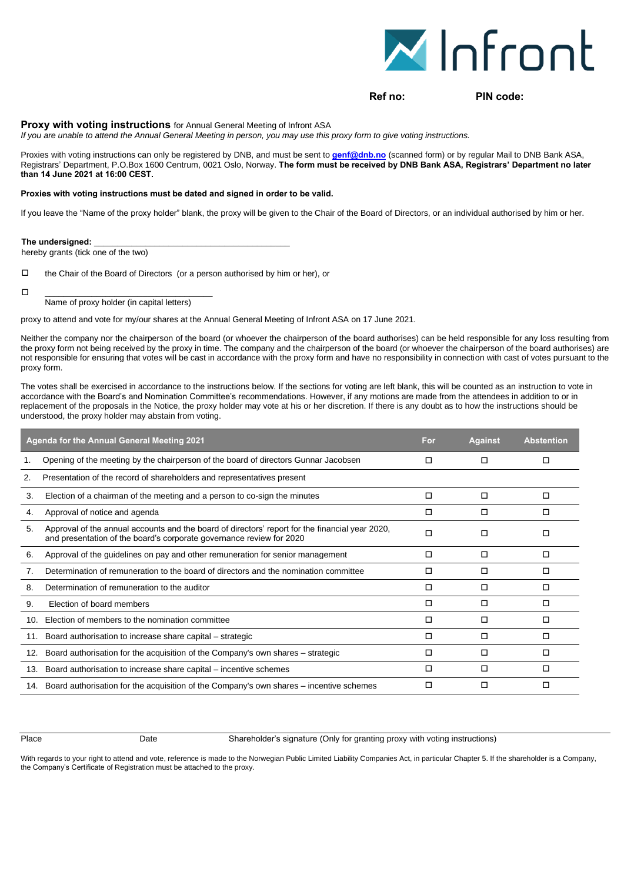Infront

**Ref no:** **PIN code:**

**Proxy with voting instructions** for Annual General Meeting of Infront ASA

*If you are unable to attend the Annual General Meeting in person, you may use this proxy form to give voting instructions.*

Proxies with voting instructions can only be registered by DNB, and must be sent to **genf@dnb.no** (scanned form) or by regular Mail to DNB Bank ASA, Registrars' Department, P.O.Box 1600 Centrum, 0021 Oslo, Norway. **The form must be received by DNB Bank ASA, Registrars' Department no later than 14 June 2021 at 16:00 CEST.**

**Proxies with voting instructions must be dated and signed in order to be valid.**

If you leave the "Name of the proxy holder" blank, the proxy will be given to the Chair of the Board of Directors, or an individual authorised by him or her.

**The undersigned:** ________________________________________
hereby grants (tick one of the two)

☐ the Chair of the Board of Directors (or a person authorised by him or her), or

☐ ___________________________________
Name of proxy holder (in capital letters)

proxy to attend and vote for my/our shares at the Annual General Meeting of Infront ASA on 17 June 2021.

Neither the company nor the chairperson of the board (or whoever the chairperson of the board authorises) can be held responsible for any loss resulting from the proxy form not being received by the proxy in time. The company and the chairperson of the board (or whoever the chairperson of the board authorises) are not responsible for ensuring that votes will be cast in accordance with the proxy form and have no responsibility in connection with cast of votes pursuant to the proxy form.

The votes shall be exercised in accordance to the instructions below. If the sections for voting are left blank, this will be counted as an instruction to vote in accordance with the Board's and Nomination Committee's recommendations. However, if any motions are made from the attendees in addition to or in replacement of the proposals in the Notice, the proxy holder may vote at his or her discretion. If there is any doubt as to how the instructions should be understood, the proxy holder may abstain from voting.

| Agenda for the Annual General Meeting 2021 | For | Against | Abstention |
|---|---|---|---|
| 1. Opening of the meeting by the chairperson of the board of directors Gunnar Jacobsen | ☐ | ☐ | ☐ |
| 2. Presentation of the record of shareholders and representatives present | | | |
| 3. Election of a chairman of the meeting and a person to co-sign the minutes | ☐ | ☐ | ☐ |
| 4. Approval of notice and agenda | ☐ | ☐ | ☐ |
| 5. Approval of the annual accounts and the board of directors' report for the financial year 2020, and presentation of the board's corporate governance review for 2020 | ☐ | ☐ | ☐ |
| 6. Approval of the guidelines on pay and other remuneration for senior management | ☐ | ☐ | ☐ |
| 7. Determination of remuneration to the board of directors and the nomination committee | ☐ | ☐ | ☐ |
| 8. Determination of remuneration to the auditor | ☐ | ☐ | ☐ |
| 9. Election of board members | ☐ | ☐ | ☐ |
| 10. Election of members to the nomination committee | ☐ | ☐ | ☐ |
| 11. Board authorisation to increase share capital – strategic | ☐ | ☐ | ☐ |
| 12. Board authorisation for the acquisition of the Company's own shares – strategic | ☐ | ☐ | ☐ |
| 13. Board authorisation to increase share capital – incentive schemes | ☐ | ☐ | ☐ |
| 14. Board authorisation for the acquisition of the Company's own shares – incentive schemes | ☐ | ☐ | ☐ |

Place | Date | Shareholder's signature (Only for granting proxy with voting instructions)

With regards to your right to attend and vote, reference is made to the Norwegian Public Limited Liability Companies Act, in particular Chapter 5. If the shareholder is a Company, the Company's Certificate of Registration must be attached to the proxy.